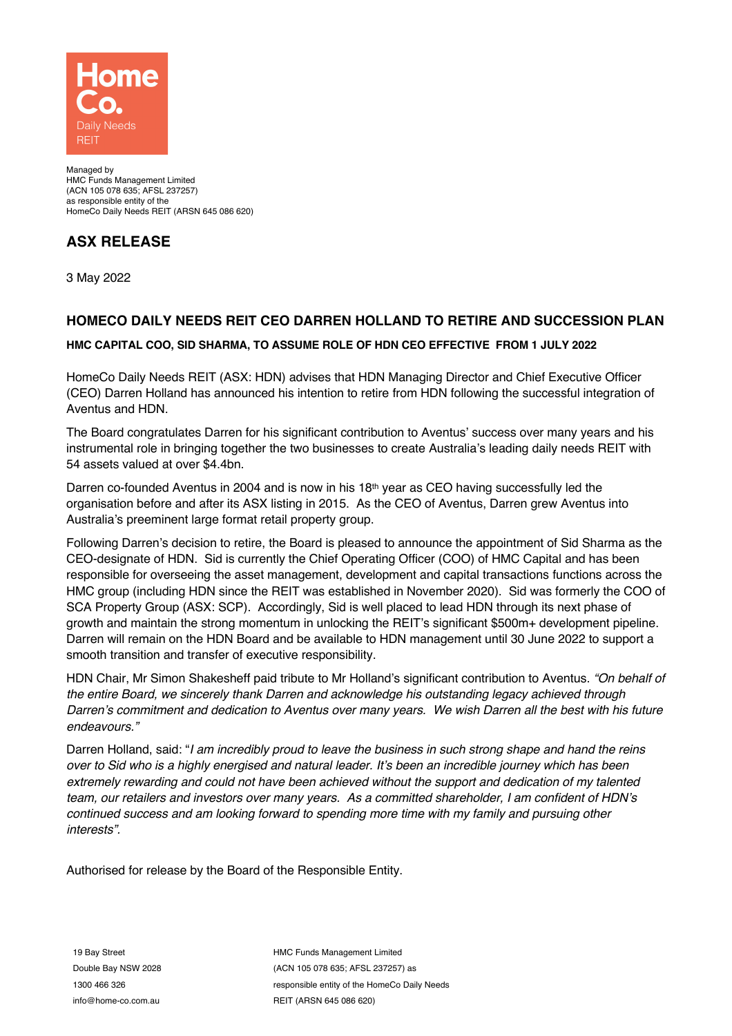Managed by
HMC Funds Management Limited
(ACN 105 078 635; AFSL 237257)
as responsible entity of the
HomeCo Daily Needs REIT (ARSN 645 086 620)

# ASX RELEASE

3 May 2022

## HOMECO DAILY NEEDS REIT CEO DARREN HOLLAND TO RETIRE AND SUCCESSION PLAN

### HMC CAPITAL COO, SID SHARMA, TO ASSUME ROLE OF HDN CEO EFFECTIVE FROM 1 JULY 2022

HomeCo Daily Needs REIT (ASX: HDN) advises that HDN Managing Director and Chief Executive Officer (CEO) Darren Holland has announced his intention to retire from HDN following the successful integration of Aventus and HDN.

The Board congratulates Darren for his significant contribution to Aventus' success over many years and his instrumental role in bringing together the two businesses to create Australia's leading daily needs REIT with 54 assets valued at over $4.4bn.

Darren co-founded Aventus in 2004 and is now in his 18th year as CEO having successfully led the organisation before and after its ASX listing in 2015. As the CEO of Aventus, Darren grew Aventus into Australia's preeminent large format retail property group.

Following Darren's decision to retire, the Board is pleased to announce the appointment of Sid Sharma as the CEO-designate of HDN. Sid is currently the Chief Operating Officer (COO) of HMC Capital and has been responsible for overseeing the asset management, development and capital transactions functions across the HMC group (including HDN since the REIT was established in November 2020). Sid was formerly the COO of SCA Property Group (ASX: SCP). Accordingly, Sid is well placed to lead HDN through its next phase of growth and maintain the strong momentum in unlocking the REIT's significant $500m+ development pipeline. Darren will remain on the HDN Board and be available to HDN management until 30 June 2022 to support a smooth transition and transfer of executive responsibility.

HDN Chair, Mr Simon Shakesheff paid tribute to Mr Holland's significant contribution to Aventus. *"On behalf of the entire Board, we sincerely thank Darren and acknowledge his outstanding legacy achieved through Darren's commitment and dedication to Aventus over many years. We wish Darren all the best with his future endeavours."*

Darren Holland, said: "*I am incredibly proud to leave the business in such strong shape and hand the reins over to Sid who is a highly energised and natural leader. It's been an incredible journey which has been extremely rewarding and could not have been achieved without the support and dedication of my talented team, our retailers and investors over many years. As a committed shareholder, I am confident of HDN's continued success and am looking forward to spending more time with my family and pursuing other interests*".

Authorised for release by the Board of the Responsible Entity.

19 Bay Street
Double Bay NSW 2028
1300 466 326
info@home-co.com.au

HMC Funds Management Limited
(ACN 105 078 635; AFSL 237257) as
responsible entity of the HomeCo Daily Needs
REIT (ARSN 645 086 620)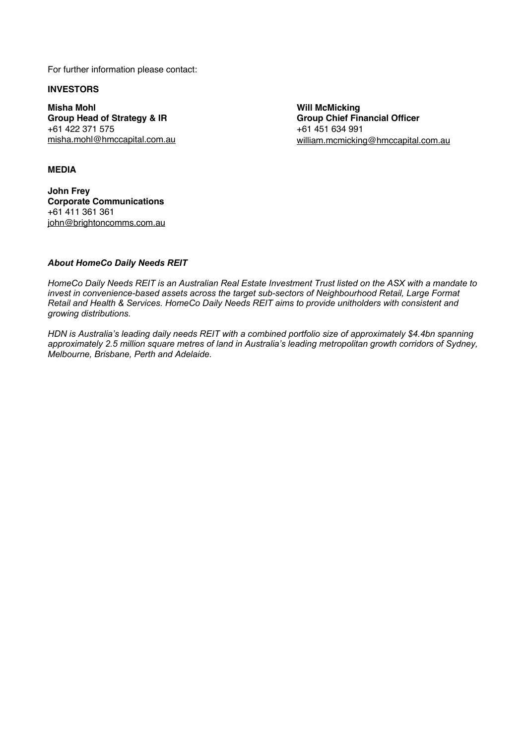For further information please contact:

**INVESTORS**

**Misha Mohl**
**Group Head of Strategy & IR**
+61 422 371 575
misha.mohl@hmccapital.com.au

**Will McMicking**
**Group Chief Financial Officer**
+61 451 634 991
william.mcmicking@hmccapital.com.au

**MEDIA**

**John Frey**
**Corporate Communications**
+61 411 361 361
john@brightoncomms.com.au

***About HomeCo Daily Needs REIT***

*HomeCo Daily Needs REIT is an Australian Real Estate Investment Trust listed on the ASX with a mandate to invest in convenience-based assets across the target sub-sectors of Neighbourhood Retail, Large Format Retail and Health & Services. HomeCo Daily Needs REIT aims to provide unitholders with consistent and growing distributions.*

*HDN is Australia's leading daily needs REIT with a combined portfolio size of approximately $4.4bn spanning approximately 2.5 million square metres of land in Australia's leading metropolitan growth corridors of Sydney, Melbourne, Brisbane, Perth and Adelaide.*